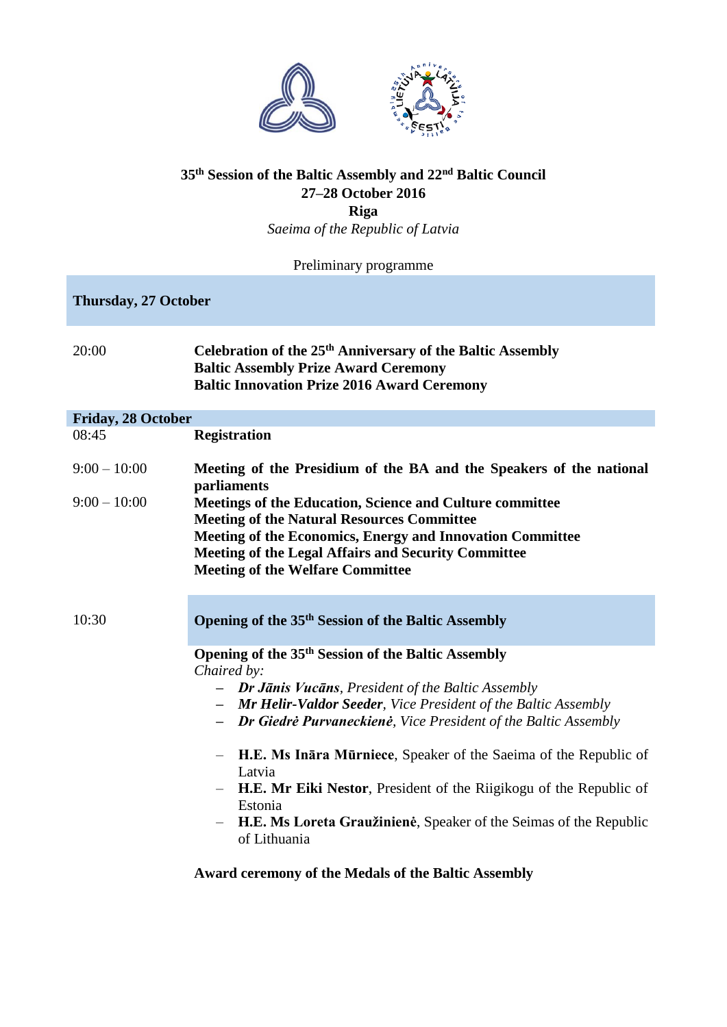**35th Session of the Baltic Assembly and 22nd Baltic Council**
**27–28 October 2016**
**Riga**
*Saeima of the Republic of Latvia*

Preliminary programme

## Thursday, 27 October

| | |
|---|---|
| 20:00 | **Celebration of the 25th Anniversary of the Baltic Assembly**<br>**Baltic Assembly Prize Award Ceremony**<br>**Baltic Innovation Prize 2016 Award Ceremony** |

## Friday, 28 October

| | |
|---|---|
| 08:45 | **Registration** |
| 9:00 – 10:00 | **Meeting of the Presidium of the BA and the Speakers of the national parliaments** |
| 9:00 – 10:00 | **Meetings of the Education, Science and Culture committee**<br>**Meeting of the Natural Resources Committee**<br>**Meeting of the Economics, Energy and Innovation Committee**<br>**Meeting of the Legal Affairs and Security Committee**<br>**Meeting of the Welfare Committee** |
| 10:30 | **Opening of the 35th Session of the Baltic Assembly** |

**Opening of the 35th Session of the Baltic Assembly**

*Chaired by:*

- ***Dr Jānis Vucāns**, President of the Baltic Assembly*
- ***Mr Helir-Valdor Seeder**, Vice President of the Baltic Assembly*
- ***Dr Giedrė Purvaneckienė**, Vice President of the Baltic Assembly*

- **H.E. Ms Ināra Mūrniece**, Speaker of the Saeima of the Republic of Latvia
- **H.E. Mr Eiki Nestor**, President of the Riigikogu of the Republic of Estonia
- **H.E. Ms Loreta Graužinienė**, Speaker of the Seimas of the Republic of Lithuania

**Award ceremony of the Medals of the Baltic Assembly**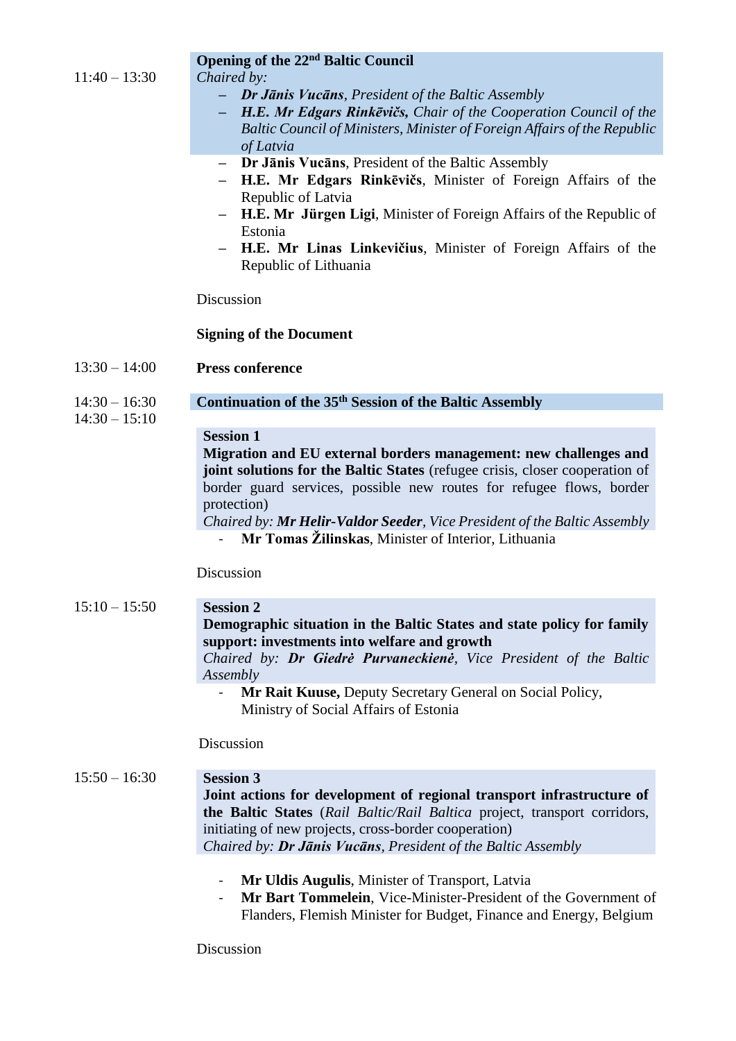11:40 – 13:30

**Opening of the 22nd Baltic Council**

*Chaired by:*

- ***Dr Jānis Vucāns**, President of the Baltic Assembly*
- ***H.E. Mr Edgars Rinkēvičs,** Chair of the Cooperation Council of the Baltic Council of Ministers, Minister of Foreign Affairs of the Republic of Latvia*

- **Dr Jānis Vucāns**, President of the Baltic Assembly
- **H.E. Mr Edgars Rinkēvičs**, Minister of Foreign Affairs of the Republic of Latvia
- **H.E. Mr Jürgen Ligi**, Minister of Foreign Affairs of the Republic of Estonia
- **H.E. Mr Linas Linkevičius**, Minister of Foreign Affairs of the Republic of Lithuania

Discussion

**Signing of the Document**

13:30 – 14:00 **Press conference**

14:30 – 16:30 **Continuation of the 35th Session of the Baltic Assembly**

14:30 – 15:10

**Session 1**

**Migration and EU external borders management: new challenges and joint solutions for the Baltic States** (refugee crisis, closer cooperation of border guard services, possible new routes for refugee flows, border protection)

*Chaired by: **Mr Helir-Valdor Seeder**, Vice President of the Baltic Assembly*

- **Mr Tomas Žilinskas**, Minister of Interior, Lithuania

Discussion

15:10 – 15:50

**Session 2**

**Demographic situation in the Baltic States and state policy for family support: investments into welfare and growth**

*Chaired by: **Dr Giedrė Purvaneckienė**, Vice President of the Baltic Assembly*

- **Mr Rait Kuuse,** Deputy Secretary General on Social Policy, Ministry of Social Affairs of Estonia

Discussion

15:50 – 16:30

**Session 3**

**Joint actions for development of regional transport infrastructure of the Baltic States** (*Rail Baltic/Rail Baltica* project, transport corridors, initiating of new projects, cross-border cooperation)

*Chaired by: **Dr Jānis Vucāns**, President of the Baltic Assembly*

- **Mr Uldis Augulis**, Minister of Transport, Latvia
- **Mr Bart Tommelein**, Vice-Minister-President of the Government of Flanders, Flemish Minister for Budget, Finance and Energy, Belgium

Discussion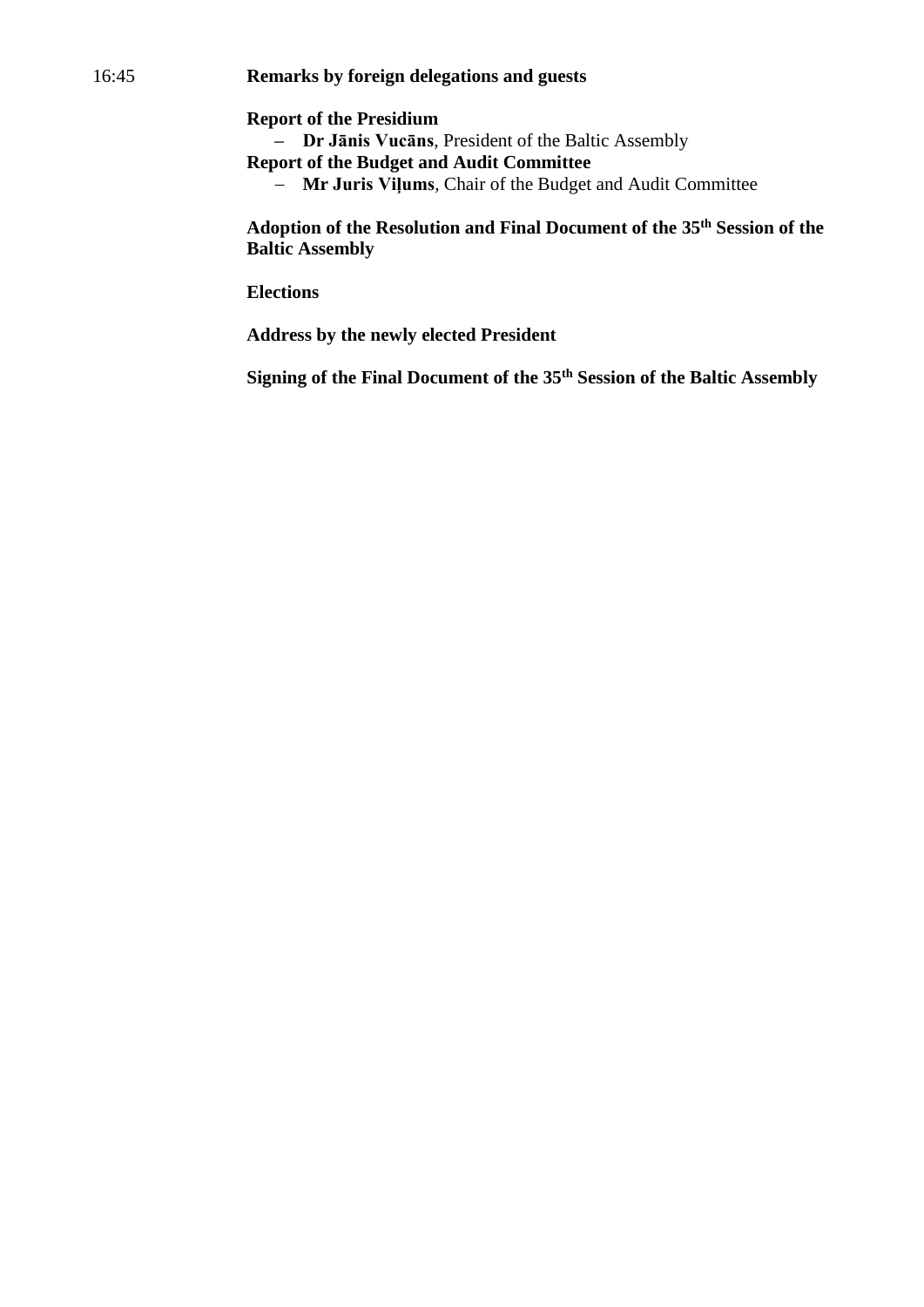16:45 **Remarks by foreign delegations and guests**

**Report of the Presidium**

- **Dr Jānis Vucāns**, President of the Baltic Assembly

**Report of the Budget and Audit Committee**

- **Mr Juris Viļums**, Chair of the Budget and Audit Committee

**Adoption of the Resolution and Final Document of the 35th Session of the Baltic Assembly**

**Elections**

**Address by the newly elected President**

**Signing of the Final Document of the 35th Session of the Baltic Assembly**